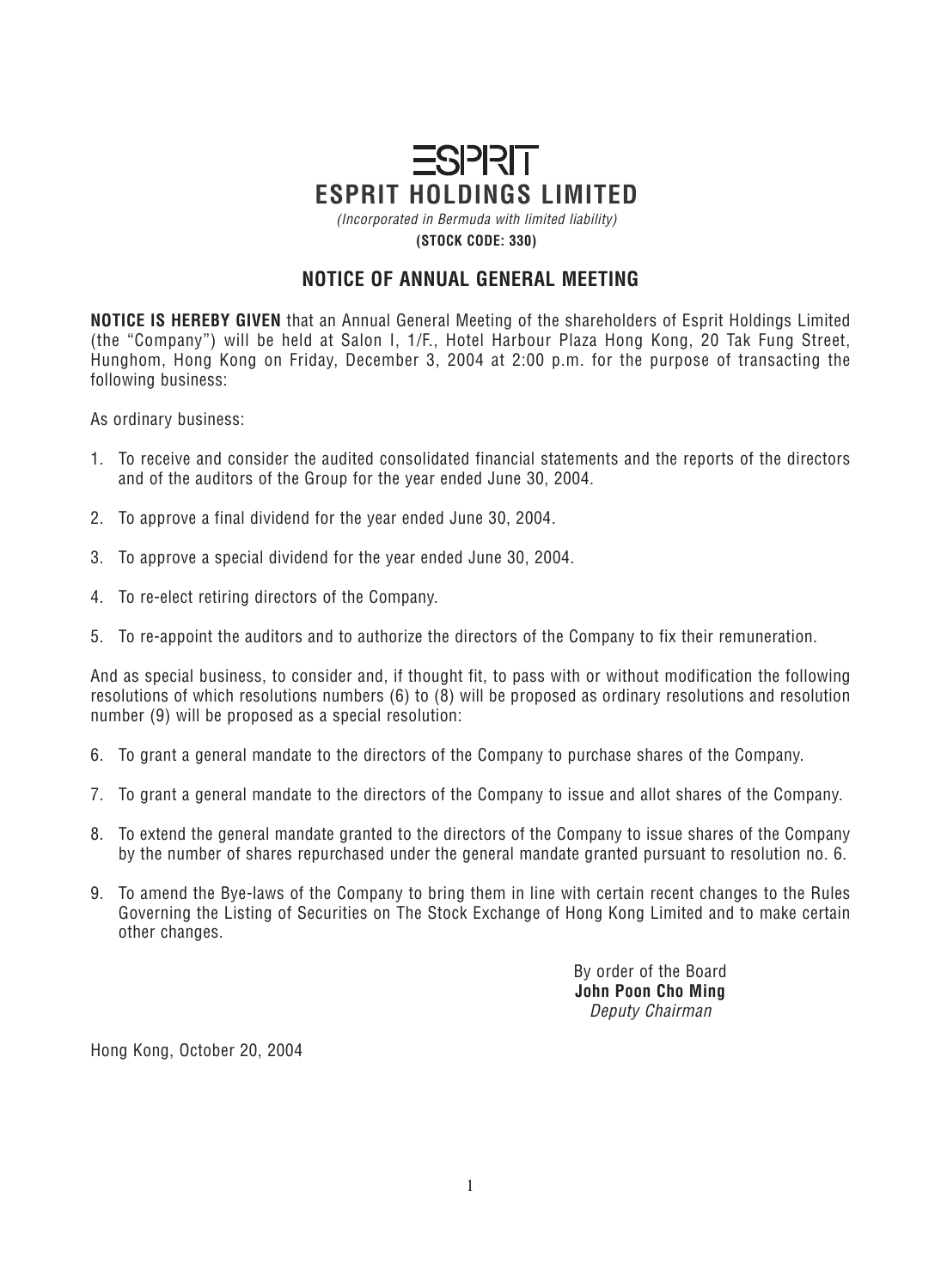# ESPRIT

# ESPRIT HOLDINGS LIMITED

*(Incorporated in Bermuda with limited liability)*

**(STOCK CODE: 330)**

## NOTICE OF ANNUAL GENERAL MEETING

**NOTICE IS HEREBY GIVEN** that an Annual General Meeting of the shareholders of Esprit Holdings Limited (the "Company") will be held at Salon I, 1/F., Hotel Harbour Plaza Hong Kong, 20 Tak Fung Street, Hunghom, Hong Kong on Friday, December 3, 2004 at 2:00 p.m. for the purpose of transacting the following business:

As ordinary business:

1. To receive and consider the audited consolidated financial statements and the reports of the directors and of the auditors of the Group for the year ended June 30, 2004.
2. To approve a final dividend for the year ended June 30, 2004.
3. To approve a special dividend for the year ended June 30, 2004.
4. To re-elect retiring directors of the Company.
5. To re-appoint the auditors and to authorize the directors of the Company to fix their remuneration.

And as special business, to consider and, if thought fit, to pass with or without modification the following resolutions of which resolutions numbers (6) to (8) will be proposed as ordinary resolutions and resolution number (9) will be proposed as a special resolution:

6. To grant a general mandate to the directors of the Company to purchase shares of the Company.
7. To grant a general mandate to the directors of the Company to issue and allot shares of the Company.
8. To extend the general mandate granted to the directors of the Company to issue shares of the Company by the number of shares repurchased under the general mandate granted pursuant to resolution no. 6.
9. To amend the Bye-laws of the Company to bring them in line with certain recent changes to the Rules Governing the Listing of Securities on The Stock Exchange of Hong Kong Limited and to make certain other changes.

By order of the Board
**John Poon Cho Ming**
*Deputy Chairman*

Hong Kong, October 20, 2004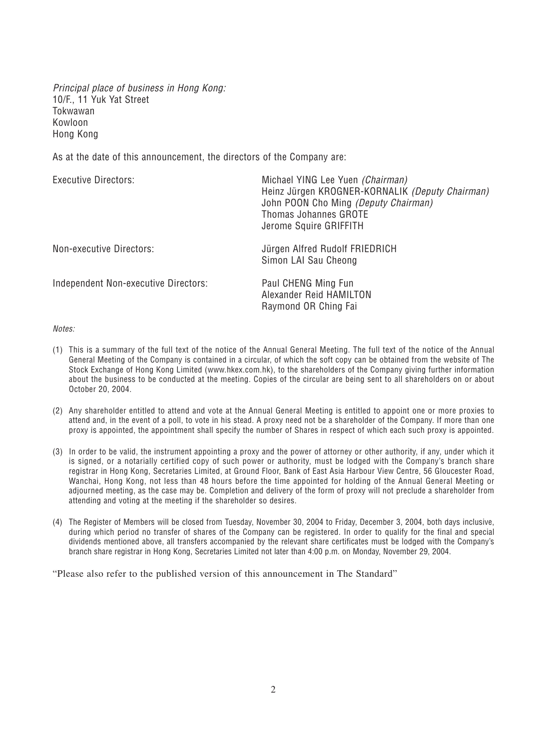*Principal place of business in Hong Kong:*
10/F., 11 Yuk Yat Street
Tokwawan
Kowloon
Hong Kong

As at the date of this announcement, the directors of the Company are:

| | |
|---|---|
| Executive Directors: | Michael YING Lee Yuen *(Chairman)*<br>Heinz Jürgen KROGNER-KORNALIK *(Deputy Chairman)*<br>John POON Cho Ming *(Deputy Chairman)*<br>Thomas Johannes GROTE<br>Jerome Squire GRIFFITH |
| Non-executive Directors: | Jürgen Alfred Rudolf FRIEDRICH<br>Simon LAI Sau Cheong |
| Independent Non-executive Directors: | Paul CHENG Ming Fun<br>Alexander Reid HAMILTON<br>Raymond OR Ching Fai |

*Notes:*

(1) This is a summary of the full text of the notice of the Annual General Meeting. The full text of the notice of the Annual General Meeting of the Company is contained in a circular, of which the soft copy can be obtained from the website of The Stock Exchange of Hong Kong Limited (www.hkex.com.hk), to the shareholders of the Company giving further information about the business to be conducted at the meeting. Copies of the circular are being sent to all shareholders on or about October 20, 2004.

(2) Any shareholder entitled to attend and vote at the Annual General Meeting is entitled to appoint one or more proxies to attend and, in the event of a poll, to vote in his stead. A proxy need not be a shareholder of the Company. If more than one proxy is appointed, the appointment shall specify the number of Shares in respect of which each such proxy is appointed.

(3) In order to be valid, the instrument appointing a proxy and the power of attorney or other authority, if any, under which it is signed, or a notarially certified copy of such power or authority, must be lodged with the Company's branch share registrar in Hong Kong, Secretaries Limited, at Ground Floor, Bank of East Asia Harbour View Centre, 56 Gloucester Road, Wanchai, Hong Kong, not less than 48 hours before the time appointed for holding of the Annual General Meeting or adjourned meeting, as the case may be. Completion and delivery of the form of proxy will not preclude a shareholder from attending and voting at the meeting if the shareholder so desires.

(4) The Register of Members will be closed from Tuesday, November 30, 2004 to Friday, December 3, 2004, both days inclusive, during which period no transfer of shares of the Company can be registered. In order to qualify for the final and special dividends mentioned above, all transfers accompanied by the relevant share certificates must be lodged with the Company's branch share registrar in Hong Kong, Secretaries Limited not later than 4:00 p.m. on Monday, November 29, 2004.

"Please also refer to the published version of this announcement in The Standard"